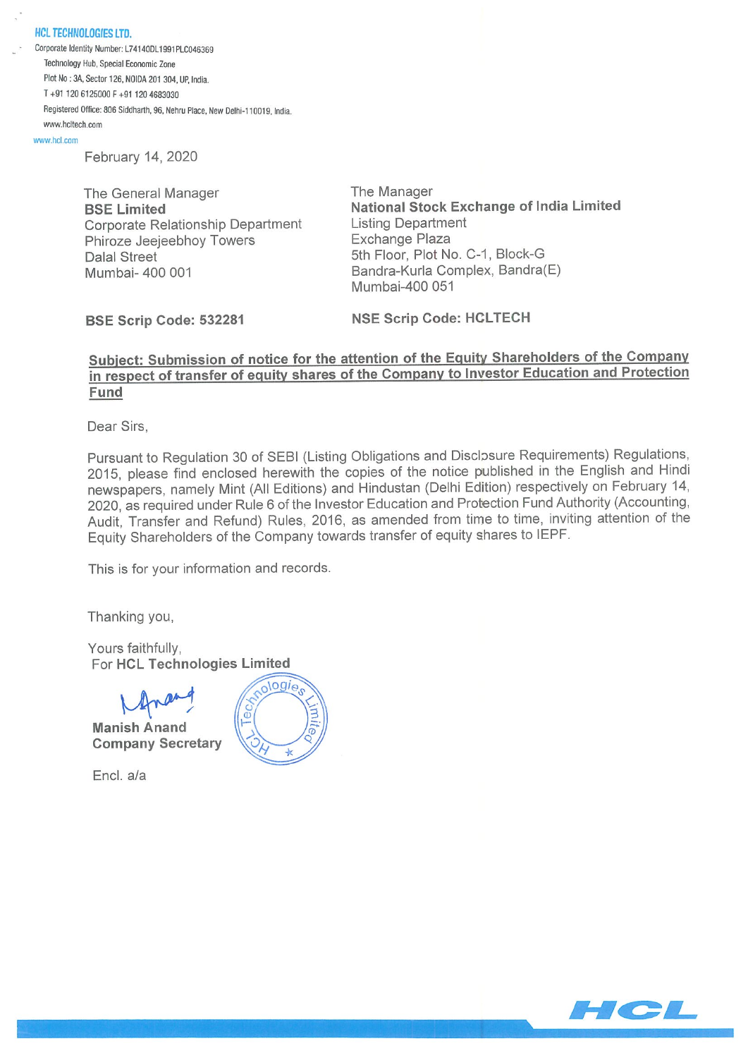**HCL TECHNOLOGIES LTD.**

Corporate Identity Number: L74140DL1991PLC046369

Technology Hub, Special Economic Zone

Plot No : 3A, Sector 126, NOIDA 201 304, UP, India.

T +91 120 6125000 F +91 120 4683030

Registered Office: 806 Siddharth, 96, Nehru Place, New Delhi-110019, India.

www.hcltech.com

www.hcl.com

February 14, 2020

The General Manager
**BSE Limited**
Corporate Relationship Department
Phiroze Jeejeebhoy Towers
Dalal Street
Mumbai- 400 001

The Manager
**National Stock Exchange of India Limited**
Listing Department
Exchange Plaza
5th Floor, Plot No. C-1, Block-G
Bandra-Kurla Complex, Bandra(E)
Mumbai-400 051

**BSE Scrip Code: 532281**

**NSE Scrip Code: HCLTECH**

**Subject: Submission of notice for the attention of the Equity Shareholders of the Company in respect of transfer of equity shares of the Company to Investor Education and Protection Fund**

Dear Sirs,

Pursuant to Regulation 30 of SEBI (Listing Obligations and Disclosure Requirements) Regulations, 2015, please find enclosed herewith the copies of the notice published in the English and Hindi newspapers, namely Mint (All Editions) and Hindustan (Delhi Edition) respectively on February 14, 2020, as required under Rule 6 of the Investor Education and Protection Fund Authority (Accounting, Audit, Transfer and Refund) Rules, 2016, as amended from time to time, inviting attention of the Equity Shareholders of the Company towards transfer of equity shares to IEPF.

This is for your information and records.

Thanking you,

Yours faithfully,
For **HCL Technologies Limited**

**Manish Anand**
**Company Secretary**

Encl. a/a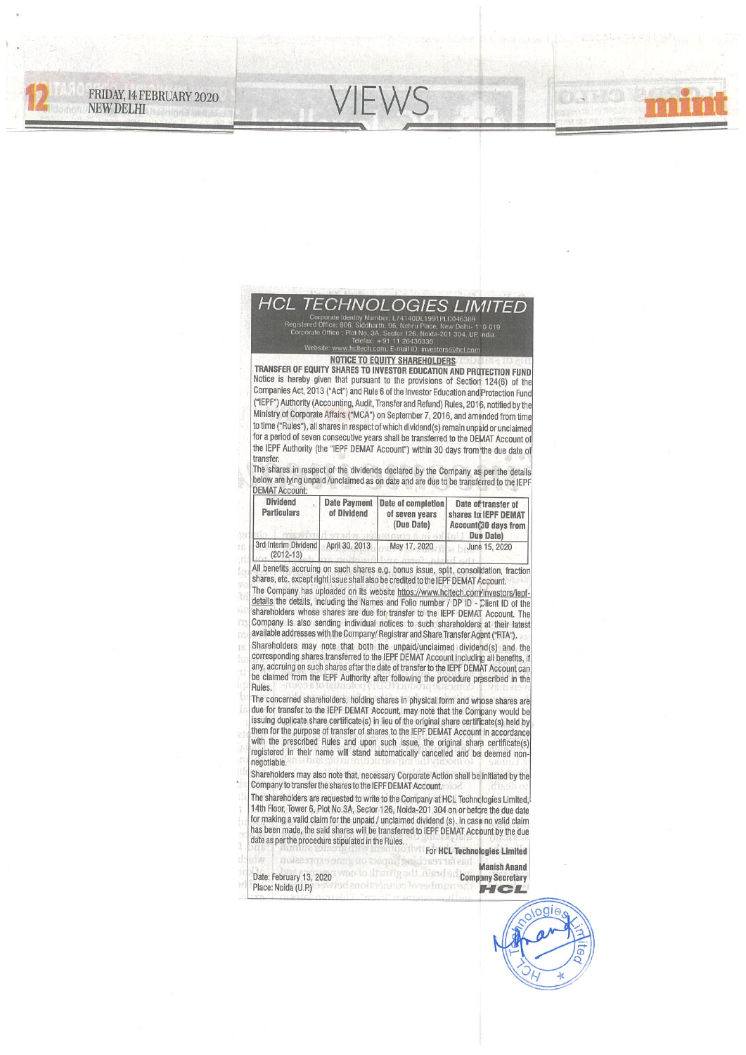# HCL TECHNOLOGIES LIMITED

Corporate Identity Number: L74140DL1991PLC046369
Registered Office: 806, Siddharth, 96, Nehru Place, New Delhi - 110 019
Corporate Office : Plot No. 3A, Sector 126, Noida-201 304, UP, India
Telefax: +91 11 26436336
Website: www.hcltech.com; E-mail ID: investors@hcl.com

**NOTICE TO EQUITY SHAREHOLDERS**

**TRANSFER OF EQUITY SHARES TO INVESTOR EDUCATION AND PROTECTION FUND**

Notice is hereby given that pursuant to the provisions of Section 124(6) of the Companies Act, 2013 ("Act") and Rule 6 of the Investor Education and Protection Fund ("IEPF") Authority (Accounting, Audit, Transfer and Refund) Rules, 2016, notified by the Ministry of Corporate Affairs ("MCA") on September 7, 2016, and amended from time to time ("Rules"), all shares in respect of which dividend(s) remain unpaid or unclaimed for a period of seven consecutive years shall be transferred to the DEMAT Account of the IEPF Authority (the "IEPF DEMAT Account") within 30 days from the due date of transfer.

The shares in respect of the dividends declared by the Company as per the details below are lying unpaid /unclaimed as on date and are due to be transferred to the IEPF DEMAT Account:

| Dividend Particulars | Date Payment of Dividend | Date of completion of seven years (Due Date) | Date of transfer of shares to IEPF DEMAT Account (30 days from Due Date) |
|---|---|---|---|
| 3rd Interim Dividend (2012-13) | April 30, 2013 | May 17, 2020 | June 15, 2020 |

All benefits accruing on such shares e.g. bonus issue, split, consolidation, fraction shares, etc. except right issue shall also be credited to the IEPF DEMAT Account.

The Company has uploaded on its website https://www.hcltech.com/investors/iepf-details the details, including the Names and Folio number / DP ID - Client ID of the shareholders whose shares are due for transfer to the IEPF DEMAT Account. The Company is also sending individual notices to such shareholders at their latest available addresses with the Company/ Registrar and Share Transfer Agent ("RTA").

Shareholders may note that both the unpaid/unclaimed dividend(s) and the corresponding shares transferred to the IEPF DEMAT Account including all benefits, if any, accruing on such shares after the date of transfer to the IEPF DEMAT Account can be claimed from the IEPF Authority after following the procedure prescribed in the Rules.

The concerned shareholders, holding shares in physical form and whose shares are due for transfer to the IEPF DEMAT Account, may note that the Company would be issuing duplicate share certificate(s) in lieu of the original share certificate(s) held by them for the purpose of transfer of shares to the IEPF DEMAT Account in accordance with the prescribed Rules and upon such issue, the original share certificate(s) registered in their name will stand automatically cancelled and be deemed non-negotiable.

Shareholders may also note that, necessary Corporate Action shall be initiated by the Company to transfer the shares to the IEPF DEMAT Account.

The shareholders are requested to write to the Company at HCL Technologies Limited, 14th Floor, Tower 6, Plot No.3A, Sector 126, Noida-201 304 on or before the due date for making a valid claim for the unpaid / unclaimed dividend (s). In case no valid claim has been made, the said shares will be transferred to IEPF DEMAT Account by the due date as per the procedure stipulated in the Rules.

For **HCL Technologies Limited**

**Manish Anand**
**Company Secretary**

Date: February 13, 2020
Place: Noida (U.P)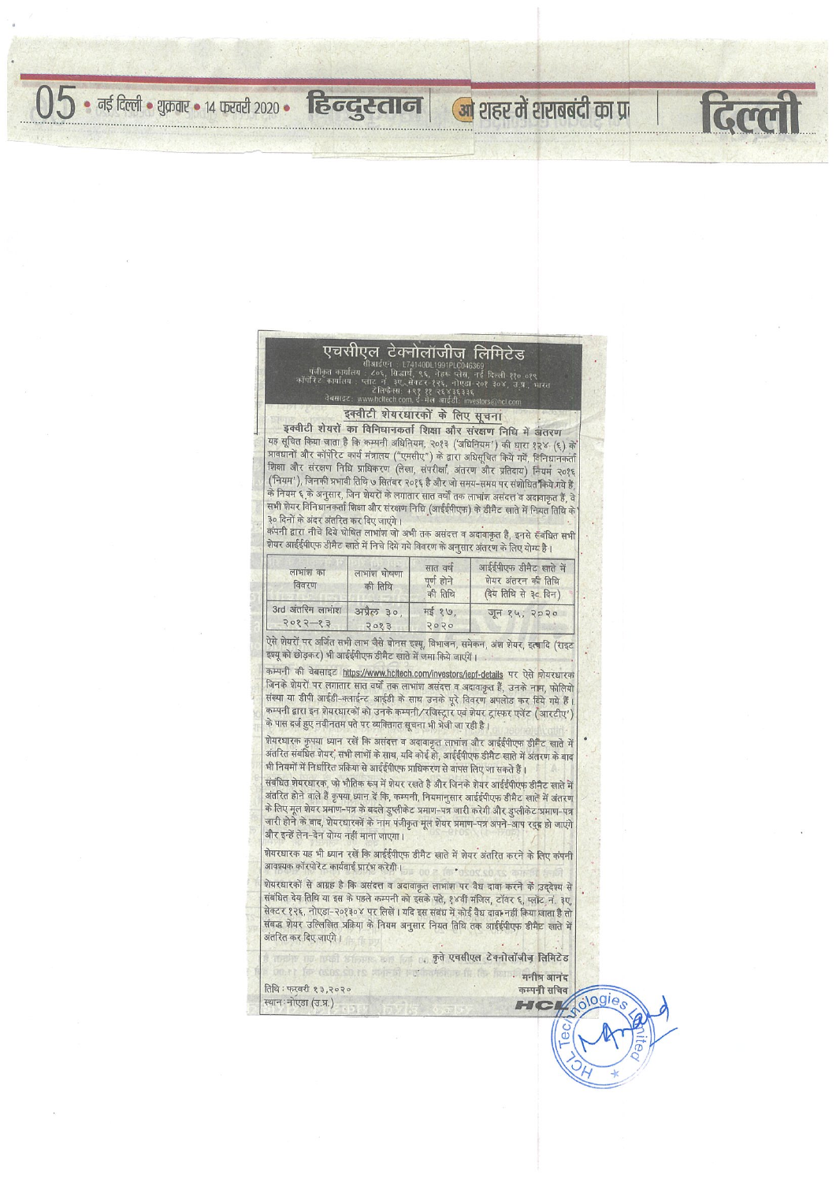# एचसीएल टेक्नोलॉजीज़ लिमिटेड

सीआईएन : L74140DL1991PLC046369
पंजीकृत कार्यालय : ८०६, सिद्धार्थ, ९६, नेहरू प्लेस, नई दिल्ली ११० ०१९
कॉर्पोरेट कार्यालय : प्लाट नं. ३ए, सेक्टर-१२६, नोएडा-२०१ ३०४, उ.प्र., भारत
टेलिफोन: +९१ ११ २६४३६३३६
वेबसाइट: www.hcltech.com, ई-मेल आईडी: investors@hcl.com

## इक्वीटी शेयरधारकों के लिए सूचना

### इक्वीटी शेयरों का विनिधानकर्ता शिक्षा और संरक्षण निधि में अंतरण

यह सूचित किया जाता है कि कम्पनी अधिनियम, २०१३ ('अधिनियम') की धारा १२४ (६) के प्रावधानों और कॉर्पोरेट कार्य मंत्रालय ("एमसीए") के द्वारा अधिसूचित किये गये, विनिधानकर्ता शिक्षा और संरक्षण निधि प्राधिकरण (लेखा, संपरीक्षा, अंतरण और प्रतिदाय) नियम २०१६ ('नियम'), जिनकी प्रभावी तिथि ७ सितंबर २०१६ है और जो समय-समय पर संशोधित किये गये हैं के नियम ६ के अनुसार, जिन शेयरों के लगातार सात वर्षों तक लाभांश असंदत्त व अदावाकृत हैं, वे सभी शेयर विनिधानकर्ता शिक्षा और संरक्षण निधि (आईईपीएफ) के डीमैट खाते में नियत तिथि के ३० दिनों के अंदर अंतरित कर दिए जाएंगे।

कंपनी द्वारा नीचे दिये घोषित लाभांश जो अभी तक असंदत्त व अदावाकृत है, इनसे संबंधित सभी शेयर आईईपीएफ डीमैट खाते में निचे दिये गये विवरण के अनुसार अंतरण के लिए योग्य है।

| लाभांश का विवरण | लाभांश घोषणा की तिथि | सात वर्ष पूर्ण होने की तिथि | आईईपीएफ डीमैट खाते में शेयर अंतरन की तिथि (देय तिथि से ३० दिन) |
|---|---|---|---|
| 3rd अंतरिम लाभांश २०१२–१३ | अप्रैल ३०, २०१३ | मई १७, २०२० | जून १५, २०२० |

ऐसे शेयरों पर अर्जित सभी लाभ जैसे बोनस इश्यू, विभाजन, समेकन, अंश शेयर, इत्यादि (राइट इश्यू को छोड़कर) भी आईईपीएफ डीमैट खाते में जमा किये जाएंगें।

कम्पनी की वेबसाइट https://www.hcltech.com/investors/iepf-details पर ऐसे शेयरधारक जिनके शेयरों पर लगातार सात वर्षों तक लाभांश असंदत्त व अदावाकृत हैं, उनके नाम, फोलियो संख्या या डीपी आईडी-क्लाईन्ट आईडी के साथ उनके पूरे विवरण अपलोड कर दिये गये हैं। कम्पनी द्वारा इन शेयरधारकों को उनके कम्पनी/रजिस्ट्रार एवं शेयर ट्रांस्फर एजेंट ('आरटीए') के पास दर्ज हुए नवीनतम पते पर व्यक्तिगत सूचना भी भेजी जा रही है।

शेयरधारक कृपया ध्यान रखें कि असंदत्त व अदावाकृत लाभांश और आईईपीएफ डीमैट खाते में अंतरित संबंधित शेयर, सभी लाभों के साथ, यदि कोई हो, आईईपीएफ डीमैट खाते में अंतरण के बाद भी नियमों में निर्धारित प्रक्रिया से आईईपीएफ प्राधिकरण से वापस लिए जा सकते हैं।

संबंधित शेयरधारक, जो भौतिक रूप में शेयर रखते है और जिनके शेयर आईईपीएफ डीमैट खाते में अंतरित होने वाले हैं कृपया ध्यान दें कि, कम्पनी, नियमानुसार आईईपीएफ डीमैट खाते में अंतरण के लिए मूल शेयर प्रमाण-पत्र के बदले डुप्लीकेट प्रमाण-पत्र जारी करेगी और डुप्लीकेट प्रमाण-पत्र जारी होने के बाद, शेयरधारकों के नाम पंजीकृत मूल शेयर प्रमाण-पत्र अपने-आप रद्द हो जाएंगे और इन्हें लेन-देन योग्य नहीं माना जाएगा।

शेयरधारक यह भी ध्यान रखें कि आईईपीएफ डीमैट खाते में शेयर अंतरित करने के लिए कंपनी आवश्यक कॉरपोरेट कार्यवाई प्रारंभ करेगी।

शेयरधारकों से आग्रह है कि असंदत्त व अदावाकृत लाभांश पर वैध दावा करने के उद्देश्य से संबंधित देय तिथि या इस के पहले कम्पनी को इसके पते, १४वीं मंजिल, टॉवर ६, प्लॉट नं. ३ए, सेक्टर १२६, नोएडा-२०१३०४ पर लिखें। यदि इस संबंध में कोई वैध दावा नहीं किया जाता है तो संबद्ध शेयर उल्लिखित प्रक्रिया के नियम अनुसार नियत तिथि तक आईईपीएफ डीमैट खाते में अंतरित कर दिए जाएंगे।

कृते एचसीएल टेक्नोलॉजीज़ लिमिटेड

मनीष आनंद
कम्पनी सचिव

तिथि : फरवरी १३, २०२०
स्थान : नोएडा (उ.प्र.)